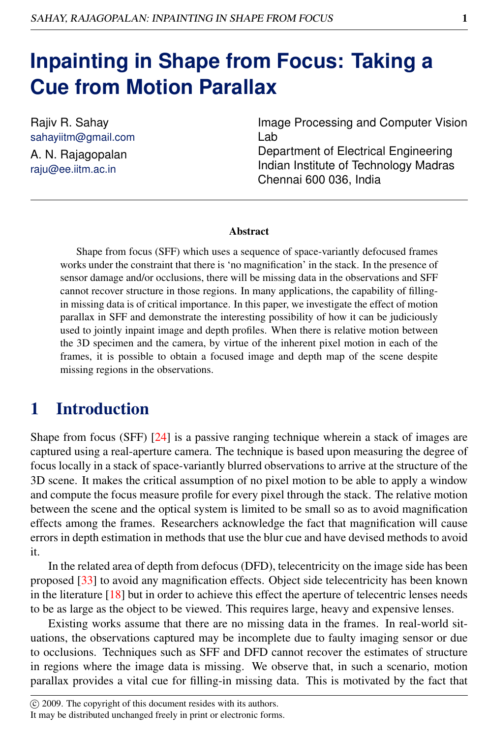# Inpainting in Shape from Focus: Taking a Cue from Motion Parallax

Rajiv R. Sahay
sahayiitm@gmail.com

A. N. Rajagopalan
raju@ee.iitm.ac.in

Image Processing and Computer Vision Lab
Department of Electrical Engineering
Indian Institute of Technology Madras
Chennai 600 036, India

### Abstract

Shape from focus (SFF) which uses a sequence of space-variantly defocused frames works under the constraint that there is 'no magnification' in the stack. In the presence of sensor damage and/or occlusions, there will be missing data in the observations and SFF cannot recover structure in those regions. In many applications, the capability of filling-in missing data is of critical importance. In this paper, we investigate the effect of motion parallax in SFF and demonstrate the interesting possibility of how it can be judiciously used to jointly inpaint image and depth profiles. When there is relative motion between the 3D specimen and the camera, by virtue of the inherent pixel motion in each of the frames, it is possible to obtain a focused image and depth map of the scene despite missing regions in the observations.

## 1 Introduction

Shape from focus (SFF) [24] is a passive ranging technique wherein a stack of images are captured using a real-aperture camera. The technique is based upon measuring the degree of focus locally in a stack of space-variantly blurred observations to arrive at the structure of the 3D scene. It makes the critical assumption of no pixel motion to be able to apply a window and compute the focus measure profile for every pixel through the stack. The relative motion between the scene and the optical system is limited to be small so as to avoid magnification effects among the frames. Researchers acknowledge the fact that magnification will cause errors in depth estimation in methods that use the blur cue and have devised methods to avoid it.

In the related area of depth from defocus (DFD), telecentricity on the image side has been proposed [33] to avoid any magnification effects. Object side telecentricity has been known in the literature [18] but in order to achieve this effect the aperture of telecentric lenses needs to be as large as the object to be viewed. This requires large, heavy and expensive lenses.

Existing works assume that there are no missing data in the frames. In real-world situations, the observations captured may be incomplete due to faulty imaging sensor or due to occlusions. Techniques such as SFF and DFD cannot recover the estimates of structure in regions where the image data is missing. We observe that, in such a scenario, motion parallax provides a vital cue for filling-in missing data. This is motivated by the fact that

© 2009. The copyright of this document resides with its authors.
It may be distributed unchanged freely in print or electronic forms.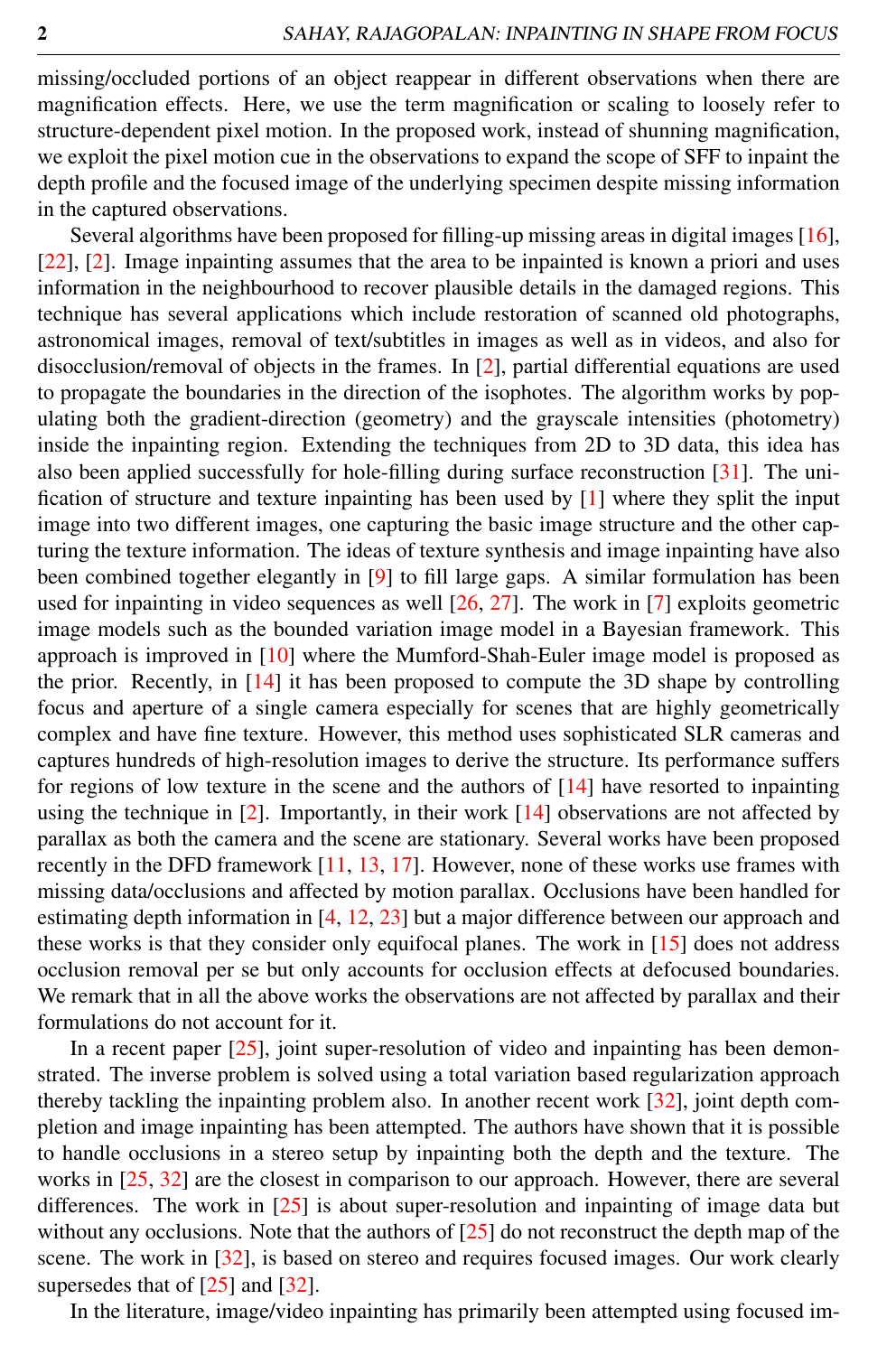missing/occluded portions of an object reappear in different observations when there are magnification effects. Here, we use the term magnification or scaling to loosely refer to structure-dependent pixel motion. In the proposed work, instead of shunning magnification, we exploit the pixel motion cue in the observations to expand the scope of SFF to inpaint the depth profile and the focused image of the underlying specimen despite missing information in the captured observations.

Several algorithms have been proposed for filling-up missing areas in digital images [16], [22], [2]. Image inpainting assumes that the area to be inpainted is known a priori and uses information in the neighbourhood to recover plausible details in the damaged regions. This technique has several applications which include restoration of scanned old photographs, astronomical images, removal of text/subtitles in images as well as in videos, and also for disocclusion/removal of objects in the frames. In [2], partial differential equations are used to propagate the boundaries in the direction of the isophotes. The algorithm works by populating both the gradient-direction (geometry) and the grayscale intensities (photometry) inside the inpainting region. Extending the techniques from 2D to 3D data, this idea has also been applied successfully for hole-filling during surface reconstruction [31]. The unification of structure and texture inpainting has been used by [1] where they split the input image into two different images, one capturing the basic image structure and the other capturing the texture information. The ideas of texture synthesis and image inpainting have also been combined together elegantly in [9] to fill large gaps. A similar formulation has been used for inpainting in video sequences as well [26, 27]. The work in [7] exploits geometric image models such as the bounded variation image model in a Bayesian framework. This approach is improved in [10] where the Mumford-Shah-Euler image model is proposed as the prior. Recently, in [14] it has been proposed to compute the 3D shape by controlling focus and aperture of a single camera especially for scenes that are highly geometrically complex and have fine texture. However, this method uses sophisticated SLR cameras and captures hundreds of high-resolution images to derive the structure. Its performance suffers for regions of low texture in the scene and the authors of [14] have resorted to inpainting using the technique in [2]. Importantly, in their work [14] observations are not affected by parallax as both the camera and the scene are stationary. Several works have been proposed recently in the DFD framework [11, 13, 17]. However, none of these works use frames with missing data/occlusions and affected by motion parallax. Occlusions have been handled for estimating depth information in [4, 12, 23] but a major difference between our approach and these works is that they consider only equifocal planes. The work in [15] does not address occlusion removal per se but only accounts for occlusion effects at defocused boundaries. We remark that in all the above works the observations are not affected by parallax and their formulations do not account for it.

In a recent paper [25], joint super-resolution of video and inpainting has been demonstrated. The inverse problem is solved using a total variation based regularization approach thereby tackling the inpainting problem also. In another recent work [32], joint depth completion and image inpainting has been attempted. The authors have shown that it is possible to handle occlusions in a stereo setup by inpainting both the depth and the texture. The works in [25, 32] are the closest in comparison to our approach. However, there are several differences. The work in [25] is about super-resolution and inpainting of image data but without any occlusions. Note that the authors of [25] do not reconstruct the depth map of the scene. The work in [32], is based on stereo and requires focused images. Our work clearly supersedes that of [25] and [32].

In the literature, image/video inpainting has primarily been attempted using focused im-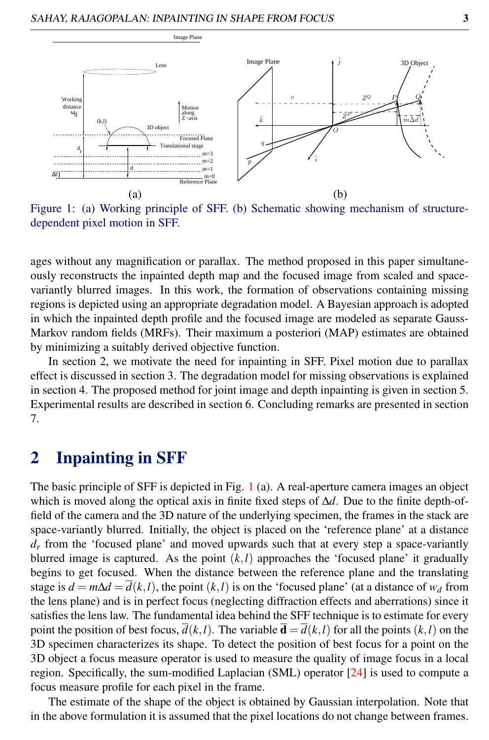Figure 1: (a) Working principle of SFF. (b) Schematic showing mechanism of structure-dependent pixel motion in SFF.

ages without any magnification or parallax. The method proposed in this paper simultaneously reconstructs the inpainted depth map and the focused image from scaled and space-variantly blurred images. In this work, the formation of observations containing missing regions is depicted using an appropriate degradation model. A Bayesian approach is adopted in which the inpainted depth profile and the focused image are modeled as separate Gauss-Markov random fields (MRFs). Their maximum a posteriori (MAP) estimates are obtained by minimizing a suitably derived objective function.

In section 2, we motivate the need for inpainting in SFF. Pixel motion due to parallax effect is discussed in section 3. The degradation model for missing observations is explained in section 4. The proposed method for joint image and depth inpainting is given in section 5. Experimental results are described in section 6. Concluding remarks are presented in section 7.

## 2 Inpainting in SFF

The basic principle of SFF is depicted in Fig. 1 (a). A real-aperture camera images an object which is moved along the optical axis in finite fixed steps of $\Delta d$. Due to the finite depth-of-field of the camera and the 3D nature of the underlying specimen, the frames in the stack are space-variantly blurred. Initially, the object is placed on the 'reference plane' at a distance $d_r$ from the 'focused plane' and moved upwards such that at every step a space-variantly blurred image is captured. As the point $(k,l)$ approaches the 'focused plane' it gradually begins to get focused. When the distance between the reference plane and the translating stage is $d = m\Delta d = \overline{d}(k,l)$, the point $(k,l)$ is on the 'focused plane' (at a distance of $w_d$ from the lens plane) and is in perfect focus (neglecting diffraction effects and aberrations) since it satisfies the lens law. The fundamental idea behind the SFF technique is to estimate for every point the position of best focus, $\overline{d}(k,l)$. The variable $\overline{\mathbf{d}} = \overline{d}(k,l)$ for all the points $(k,l)$ on the 3D specimen characterizes its shape. To detect the position of best focus for a point on the 3D object a focus measure operator is used to measure the quality of image focus in a local region. Specifically, the sum-modified Laplacian (SML) operator [24] is used to compute a focus measure profile for each pixel in the frame.

The estimate of the shape of the object is obtained by Gaussian interpolation. Note that in the above formulation it is assumed that the pixel locations do not change between frames.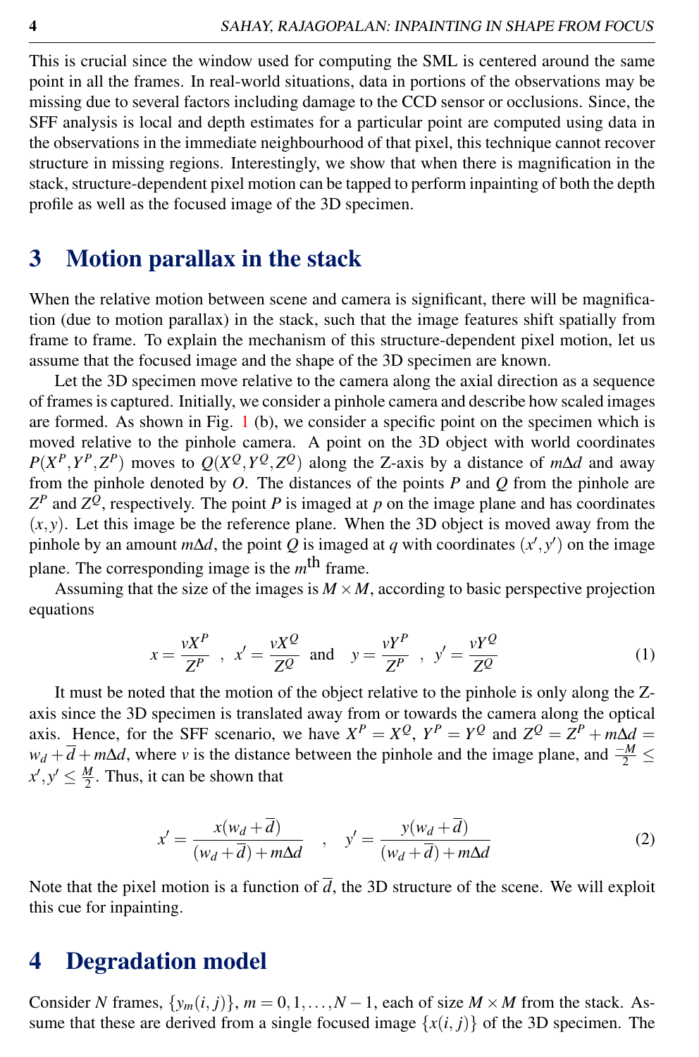This is crucial since the window used for computing the SML is centered around the same point in all the frames. In real-world situations, data in portions of the observations may be missing due to several factors including damage to the CCD sensor or occlusions. Since, the SFF analysis is local and depth estimates for a particular point are computed using data in the observations in the immediate neighbourhood of that pixel, this technique cannot recover structure in missing regions. Interestingly, we show that when there is magnification in the stack, structure-dependent pixel motion can be tapped to perform inpainting of both the depth profile as well as the focused image of the 3D specimen.

## 3 Motion parallax in the stack

When the relative motion between scene and camera is significant, there will be magnification (due to motion parallax) in the stack, such that the image features shift spatially from frame to frame. To explain the mechanism of this structure-dependent pixel motion, let us assume that the focused image and the shape of the 3D specimen are known.

Let the 3D specimen move relative to the camera along the axial direction as a sequence of frames is captured. Initially, we consider a pinhole camera and describe how scaled images are formed. As shown in Fig. 1 (b), we consider a specific point on the specimen which is moved relative to the pinhole camera. A point on the 3D object with world coordinates $P(X^P, Y^P, Z^P)$ moves to $Q(X^Q, Y^Q, Z^Q)$ along the Z-axis by a distance of $m\Delta d$ and away from the pinhole denoted by $O$. The distances of the points $P$ and $Q$ from the pinhole are $Z^P$ and $Z^Q$, respectively. The point $P$ is imaged at $p$ on the image plane and has coordinates $(x, y)$. Let this image be the reference plane. When the 3D object is moved away from the pinhole by an amount $m\Delta d$, the point $Q$ is imaged at $q$ with coordinates $(x', y')$ on the image plane. The corresponding image is the $m^{\text{th}}$ frame.

Assuming that the size of the images is $M \times M$, according to basic perspective projection equations

$$x = \frac{vX^P}{Z^P} \;\;,\;\; x' = \frac{vX^Q}{Z^Q} \;\;\text{and}\;\;\; y = \frac{vY^P}{Z^P} \;\;,\;\; y' = \frac{vY^Q}{Z^Q} \tag{1}$$

It must be noted that the motion of the object relative to the pinhole is only along the Z-axis since the 3D specimen is translated away from or towards the camera along the optical axis. Hence, for the SFF scenario, we have $X^P = X^Q$, $Y^P = Y^Q$ and $Z^Q = Z^P + m\Delta d = w_d + \overline{d} + m\Delta d$, where $v$ is the distance between the pinhole and the image plane, and $\frac{-M}{2} \leq x', y' \leq \frac{M}{2}$. Thus, it can be shown that

$$x' = \frac{x(w_d + \overline{d})}{(w_d + \overline{d}) + m\Delta d} \quad , \quad y' = \frac{y(w_d + \overline{d})}{(w_d + \overline{d}) + m\Delta d} \tag{2}$$

Note that the pixel motion is a function of $\overline{d}$, the 3D structure of the scene. We will exploit this cue for inpainting.

## 4 Degradation model

Consider $N$ frames, $\{y_m(i, j)\}$, $m = 0, 1, \ldots, N-1$, each of size $M \times M$ from the stack. Assume that these are derived from a single focused image $\{x(i, j)\}$ of the 3D specimen. The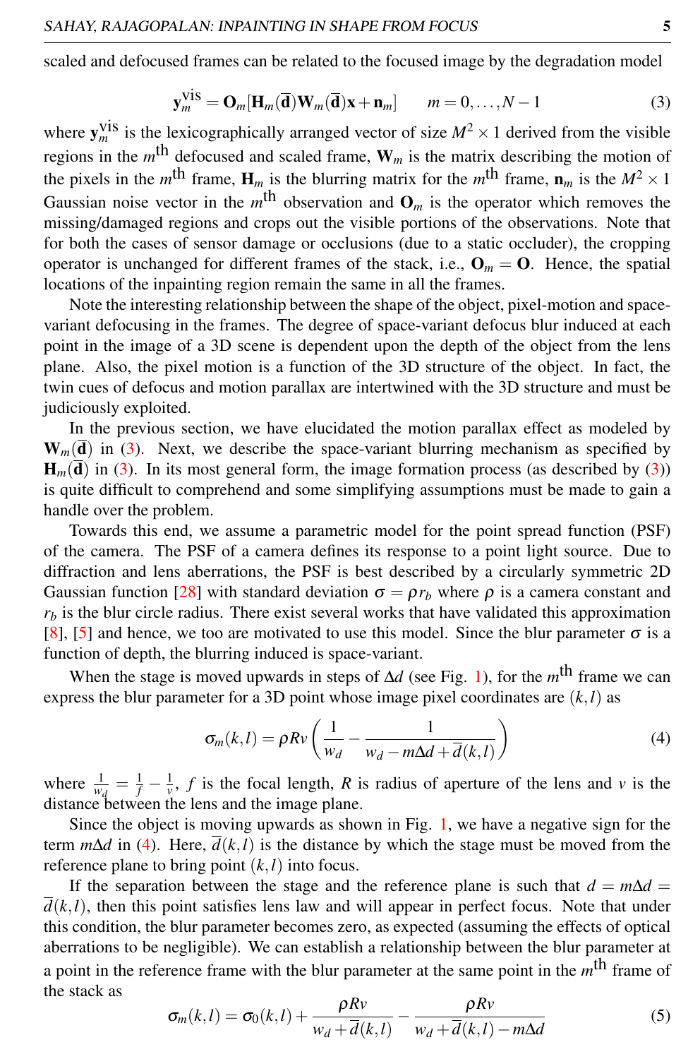scaled and defocused frames can be related to the focused image by the degradation model

$$\mathbf{y}_m^{\text{vis}} = \mathbf{O}_m[\mathbf{H}_m(\overline{\mathbf{d}})\mathbf{W}_m(\overline{\mathbf{d}})\mathbf{x} + \mathbf{n}_m] \qquad m = 0, \ldots, N-1 \tag{3}$$

where $\mathbf{y}_m^{\text{vis}}$ is the lexicographically arranged vector of size $M^2 \times 1$ derived from the visible regions in the $m^{\text{th}}$ defocused and scaled frame, $\mathbf{W}_m$ is the matrix describing the motion of the pixels in the $m^{\text{th}}$ frame, $\mathbf{H}_m$ is the blurring matrix for the $m^{\text{th}}$ frame, $\mathbf{n}_m$ is the $M^2 \times 1$ Gaussian noise vector in the $m^{\text{th}}$ observation and $\mathbf{O}_m$ is the operator which removes the missing/damaged regions and crops out the visible portions of the observations. Note that for both the cases of sensor damage or occlusions (due to a static occluder), the cropping operator is unchanged for different frames of the stack, i.e., $\mathbf{O}_m = \mathbf{O}$. Hence, the spatial locations of the inpainting region remain the same in all the frames.

Note the interesting relationship between the shape of the object, pixel-motion and space-variant defocusing in the frames. The degree of space-variant defocus blur induced at each point in the image of a 3D scene is dependent upon the depth of the object from the lens plane. Also, the pixel motion is a function of the 3D structure of the object. In fact, the twin cues of defocus and motion parallax are intertwined with the 3D structure and must be judiciously exploited.

In the previous section, we have elucidated the motion parallax effect as modeled by $\mathbf{W}_m(\overline{\mathbf{d}})$ in (3). Next, we describe the space-variant blurring mechanism as specified by $\mathbf{H}_m(\overline{\mathbf{d}})$ in (3). In its most general form, the image formation process (as described by (3)) is quite difficult to comprehend and some simplifying assumptions must be made to gain a handle over the problem.

Towards this end, we assume a parametric model for the point spread function (PSF) of the camera. The PSF of a camera defines its response to a point light source. Due to diffraction and lens aberrations, the PSF is best described by a circularly symmetric 2D Gaussian function [28] with standard deviation $\sigma = \rho r_b$ where $\rho$ is a camera constant and $r_b$ is the blur circle radius. There exist several works that have validated this approximation [8], [5] and hence, we too are motivated to use this model. Since the blur parameter $\sigma$ is a function of depth, the blurring induced is space-variant.

When the stage is moved upwards in steps of $\Delta d$ (see Fig. 1), for the $m^{\text{th}}$ frame we can express the blur parameter for a 3D point whose image pixel coordinates are $(k,l)$ as

$$\sigma_m(k,l) = \rho R v \left( \frac{1}{w_d} - \frac{1}{w_d - m\Delta d + \overline{d}(k,l)} \right) \tag{4}$$

where $\frac{1}{w_d} = \frac{1}{f} - \frac{1}{v}$, $f$ is the focal length, $R$ is radius of aperture of the lens and $v$ is the distance between the lens and the image plane.

Since the object is moving upwards as shown in Fig. 1, we have a negative sign for the term $m\Delta d$ in (4). Here, $\overline{d}(k,l)$ is the distance by which the stage must be moved from the reference plane to bring point $(k,l)$ into focus.

If the separation between the stage and the reference plane is such that $d = m\Delta d = \overline{d}(k,l)$, then this point satisfies lens law and will appear in perfect focus. Note that under this condition, the blur parameter becomes zero, as expected (assuming the effects of optical aberrations to be negligible). We can establish a relationship between the blur parameter at a point in the reference frame with the blur parameter at the same point in the $m^{\text{th}}$ frame of the stack as

$$\sigma_m(k,l) = \sigma_0(k,l) + \frac{\rho R v}{w_d + \overline{d}(k,l)} - \frac{\rho R v}{w_d + \overline{d}(k,l) - m\Delta d} \tag{5}$$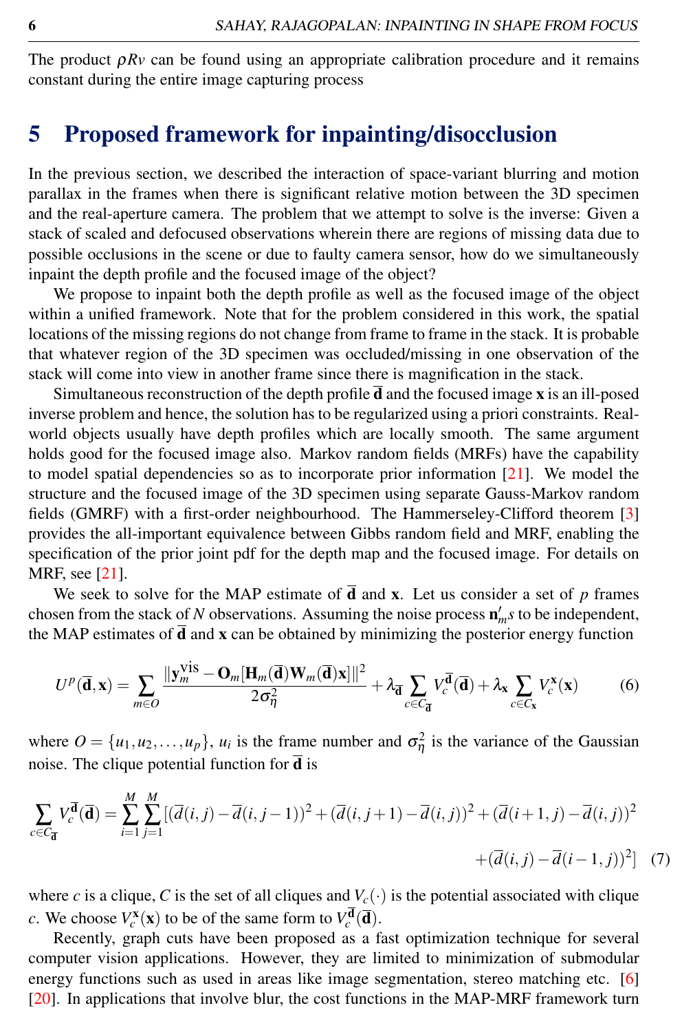The product $\rho Rv$ can be found using an appropriate calibration procedure and it remains constant during the entire image capturing process

## 5 Proposed framework for inpainting/disocclusion

In the previous section, we described the interaction of space-variant blurring and motion parallax in the frames when there is significant relative motion between the 3D specimen and the real-aperture camera. The problem that we attempt to solve is the inverse: Given a stack of scaled and defocused observations wherein there are regions of missing data due to possible occlusions in the scene or due to faulty camera sensor, how do we simultaneously inpaint the depth profile and the focused image of the object?

We propose to inpaint both the depth profile as well as the focused image of the object within a unified framework. Note that for the problem considered in this work, the spatial locations of the missing regions do not change from frame to frame in the stack. It is probable that whatever region of the 3D specimen was occluded/missing in one observation of the stack will come into view in another frame since there is magnification in the stack.

Simultaneous reconstruction of the depth profile $\overline{\mathbf{d}}$ and the focused image $\mathbf{x}$ is an ill-posed inverse problem and hence, the solution has to be regularized using a priori constraints. Real-world objects usually have depth profiles which are locally smooth. The same argument holds good for the focused image also. Markov random fields (MRFs) have the capability to model spatial dependencies so as to incorporate prior information [21]. We model the structure and the focused image of the 3D specimen using separate Gauss-Markov random fields (GMRF) with a first-order neighbourhood. The Hammerseley-Clifford theorem [3] provides the all-important equivalence between Gibbs random field and MRF, enabling the specification of the prior joint pdf for the depth map and the focused image. For details on MRF, see [21].

We seek to solve for the MAP estimate of $\overline{\mathbf{d}}$ and $\mathbf{x}$. Let us consider a set of $p$ frames chosen from the stack of $N$ observations. Assuming the noise process $\mathbf{n}'_m s$ to be independent, the MAP estimates of $\overline{\mathbf{d}}$ and $\mathbf{x}$ can be obtained by minimizing the posterior energy function

$$U^p(\overline{\mathbf{d}},\mathbf{x}) = \sum_{m\in O} \frac{\|\mathbf{y}_m^{\text{vis}} - \mathbf{O}_m[\mathbf{H}_m(\overline{\mathbf{d}})\mathbf{W}_m(\overline{\mathbf{d}})\mathbf{x}]\|^2}{2\sigma_\eta^2} + \lambda_{\overline{\mathbf{d}}} \sum_{c\in C_{\overline{\mathbf{d}}}} V_c^{\overline{\mathbf{d}}}(\overline{\mathbf{d}}) + \lambda_{\mathbf{x}} \sum_{c\in C_{\mathbf{x}}} V_c^{\mathbf{x}}(\mathbf{x}) \tag{6}$$

where $O = \{u_1, u_2, \ldots, u_p\}$, $u_i$ is the frame number and $\sigma_\eta^2$ is the variance of the Gaussian noise. The clique potential function for $\overline{\mathbf{d}}$ is

$$\sum_{c\in C_{\overline{\mathbf{d}}}} V_c^{\overline{\mathbf{d}}}(\overline{\mathbf{d}}) = \sum_{i=1}^{M}\sum_{j=1}^{M} [(\overline{d}(i,j) - \overline{d}(i,j-1))^2 + (\overline{d}(i,j+1) - \overline{d}(i,j))^2 + (\overline{d}(i+1,j) - \overline{d}(i,j))^2 + (\overline{d}(i,j) - \overline{d}(i-1,j))^2] \tag{7}$$

where $c$ is a clique, $C$ is the set of all cliques and $V_c(\cdot)$ is the potential associated with clique $c$. We choose $V_c^{\mathbf{x}}(\mathbf{x})$ to be of the same form to $V_c^{\overline{\mathbf{d}}}(\overline{\mathbf{d}})$.

Recently, graph cuts have been proposed as a fast optimization technique for several computer vision applications. However, they are limited to minimization of submodular energy functions such as used in areas like image segmentation, stereo matching etc. [6] [20]. In applications that involve blur, the cost functions in the MAP-MRF framework turn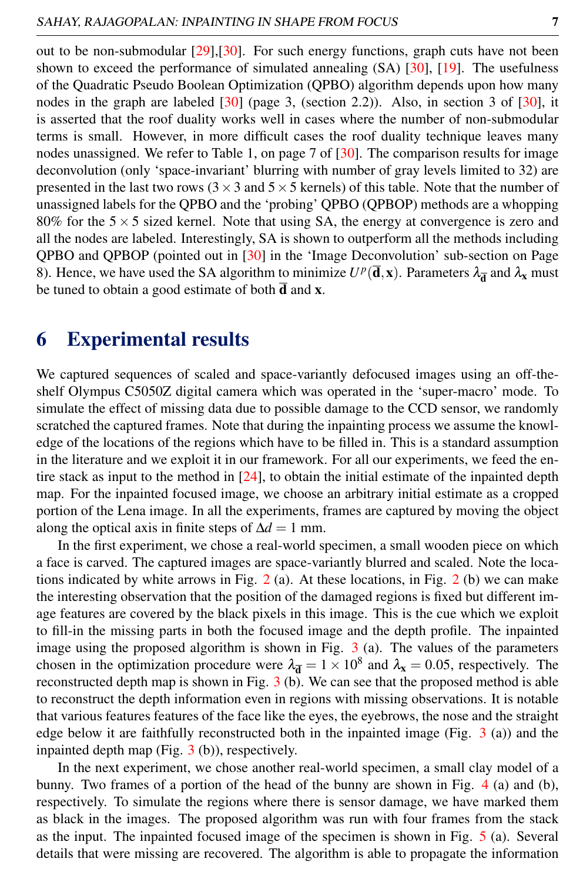out to be non-submodular [29],[30]. For such energy functions, graph cuts have not been shown to exceed the performance of simulated annealing (SA) [30], [19]. The usefulness of the Quadratic Pseudo Boolean Optimization (QPBO) algorithm depends upon how many nodes in the graph are labeled [30] (page 3, (section 2.2)). Also, in section 3 of [30], it is asserted that the roof duality works well in cases where the number of non-submodular terms is small. However, in more difficult cases the roof duality technique leaves many nodes unassigned. We refer to Table 1, on page 7 of [30]. The comparison results for image deconvolution (only 'space-invariant' blurring with number of gray levels limited to 32) are presented in the last two rows ($3 \times 3$ and $5 \times 5$ kernels) of this table. Note that the number of unassigned labels for the QPBO and the 'probing' QPBO (QPBOP) methods are a whopping 80% for the $5 \times 5$ sized kernel. Note that using SA, the energy at convergence is zero and all the nodes are labeled. Interestingly, SA is shown to outperform all the methods including QPBO and QPBOP (pointed out in [30] in the 'Image Deconvolution' sub-section on Page 8). Hence, we have used the SA algorithm to minimize $U^p(\overline{\mathbf{d}}, \mathbf{x})$. Parameters $\lambda_{\overline{\mathbf{d}}}$ and $\lambda_{\mathbf{x}}$ must be tuned to obtain a good estimate of both $\overline{\mathbf{d}}$ and $\mathbf{x}$.

# 6 Experimental results

We captured sequences of scaled and space-variantly defocused images using an off-the-shelf Olympus C5050Z digital camera which was operated in the 'super-macro' mode. To simulate the effect of missing data due to possible damage to the CCD sensor, we randomly scratched the captured frames. Note that during the inpainting process we assume the knowledge of the locations of the regions which have to be filled in. This is a standard assumption in the literature and we exploit it in our framework. For all our experiments, we feed the entire stack as input to the method in [24], to obtain the initial estimate of the inpainted depth map. For the inpainted focused image, we choose an arbitrary initial estimate as a cropped portion of the Lena image. In all the experiments, frames are captured by moving the object along the optical axis in finite steps of $\Delta d = 1$ mm.

In the first experiment, we chose a real-world specimen, a small wooden piece on which a face is carved. The captured images are space-variantly blurred and scaled. Note the locations indicated by white arrows in Fig. 2 (a). At these locations, in Fig. 2 (b) we can make the interesting observation that the position of the damaged regions is fixed but different image features are covered by the black pixels in this image. This is the cue which we exploit to fill-in the missing parts in both the focused image and the depth profile. The inpainted image using the proposed algorithm is shown in Fig. 3 (a). The values of the parameters chosen in the optimization procedure were $\lambda_{\overline{\mathbf{d}}} = 1 \times 10^8$ and $\lambda_{\mathbf{x}} = 0.05$, respectively. The reconstructed depth map is shown in Fig. 3 (b). We can see that the proposed method is able to reconstruct the depth information even in regions with missing observations. It is notable that various features features of the face like the eyes, the eyebrows, the nose and the straight edge below it are faithfully reconstructed both in the inpainted image (Fig. 3 (a)) and the inpainted depth map (Fig. 3 (b)), respectively.

In the next experiment, we chose another real-world specimen, a small clay model of a bunny. Two frames of a portion of the head of the bunny are shown in Fig. 4 (a) and (b), respectively. To simulate the regions where there is sensor damage, we have marked them as black in the images. The proposed algorithm was run with four frames from the stack as the input. The inpainted focused image of the specimen is shown in Fig. 5 (a). Several details that were missing are recovered. The algorithm is able to propagate the information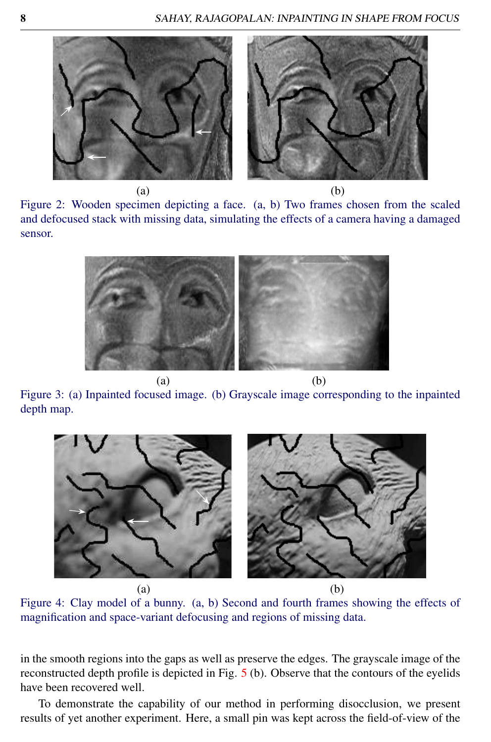(a) (b)

Figure 2: Wooden specimen depicting a face. (a, b) Two frames chosen from the scaled and defocused stack with missing data, simulating the effects of a camera having a damaged sensor.

(a) (b)

Figure 3: (a) Inpainted focused image. (b) Grayscale image corresponding to the inpainted depth map.

(a) (b)

Figure 4: Clay model of a bunny. (a, b) Second and fourth frames showing the effects of magnification and space-variant defocusing and regions of missing data.

in the smooth regions into the gaps as well as preserve the edges. The grayscale image of the reconstructed depth profile is depicted in Fig. 5 (b). Observe that the contours of the eyelids have been recovered well.

To demonstrate the capability of our method in performing disocclusion, we present results of yet another experiment. Here, a small pin was kept across the field-of-view of the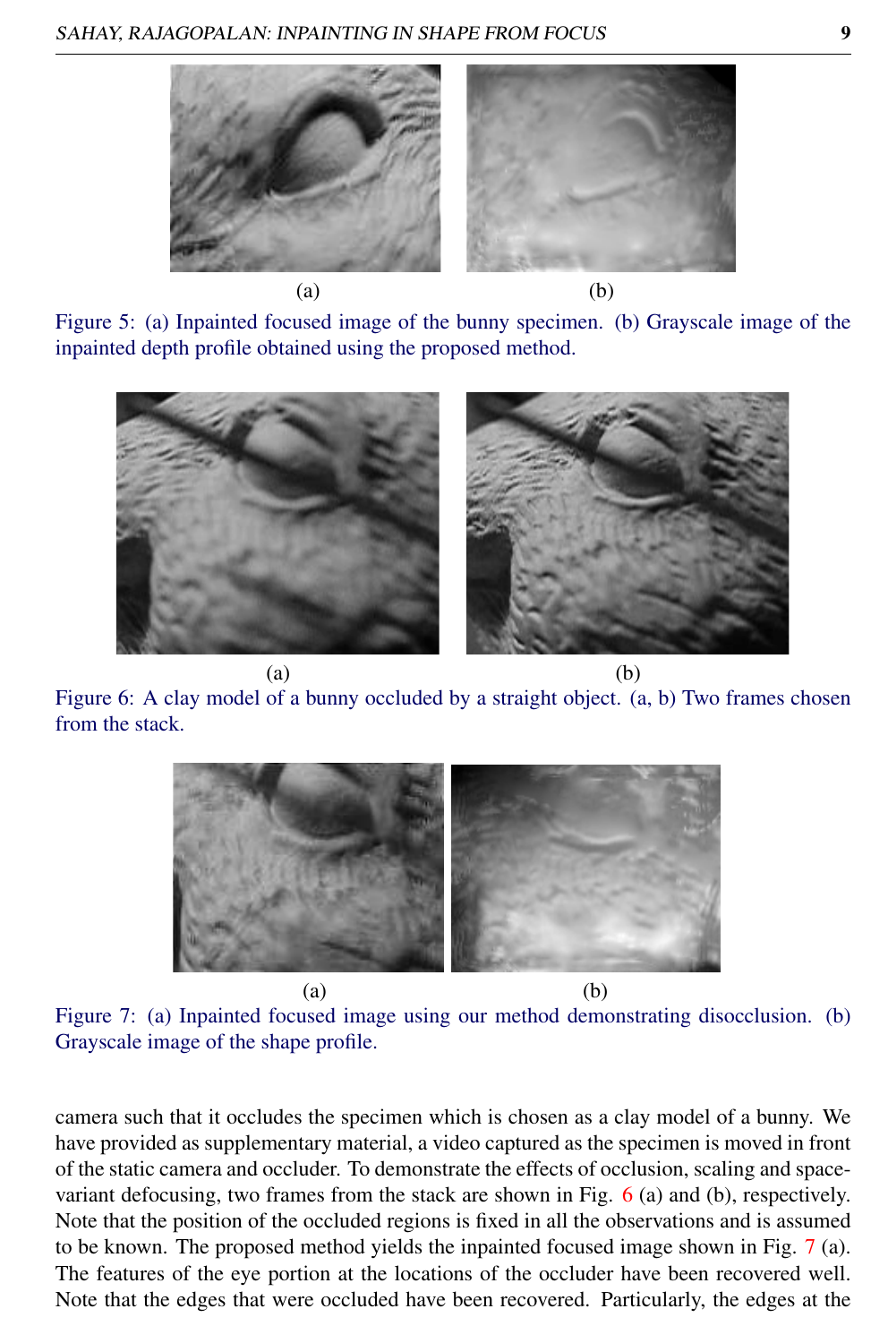(a) (b)

Figure 5: (a) Inpainted focused image of the bunny specimen. (b) Grayscale image of the inpainted depth profile obtained using the proposed method.

(a) (b)

Figure 6: A clay model of a bunny occluded by a straight object. (a, b) Two frames chosen from the stack.

(a) (b)

Figure 7: (a) Inpainted focused image using our method demonstrating disocclusion. (b) Grayscale image of the shape profile.

camera such that it occludes the specimen which is chosen as a clay model of a bunny. We have provided as supplementary material, a video captured as the specimen is moved in front of the static camera and occluder. To demonstrate the effects of occlusion, scaling and space-variant defocusing, two frames from the stack are shown in Fig. 6 (a) and (b), respectively. Note that the position of the occluded regions is fixed in all the observations and is assumed to be known. The proposed method yields the inpainted focused image shown in Fig. 7 (a). The features of the eye portion at the locations of the occluder have been recovered well. Note that the edges that were occluded have been recovered. Particularly, the edges at the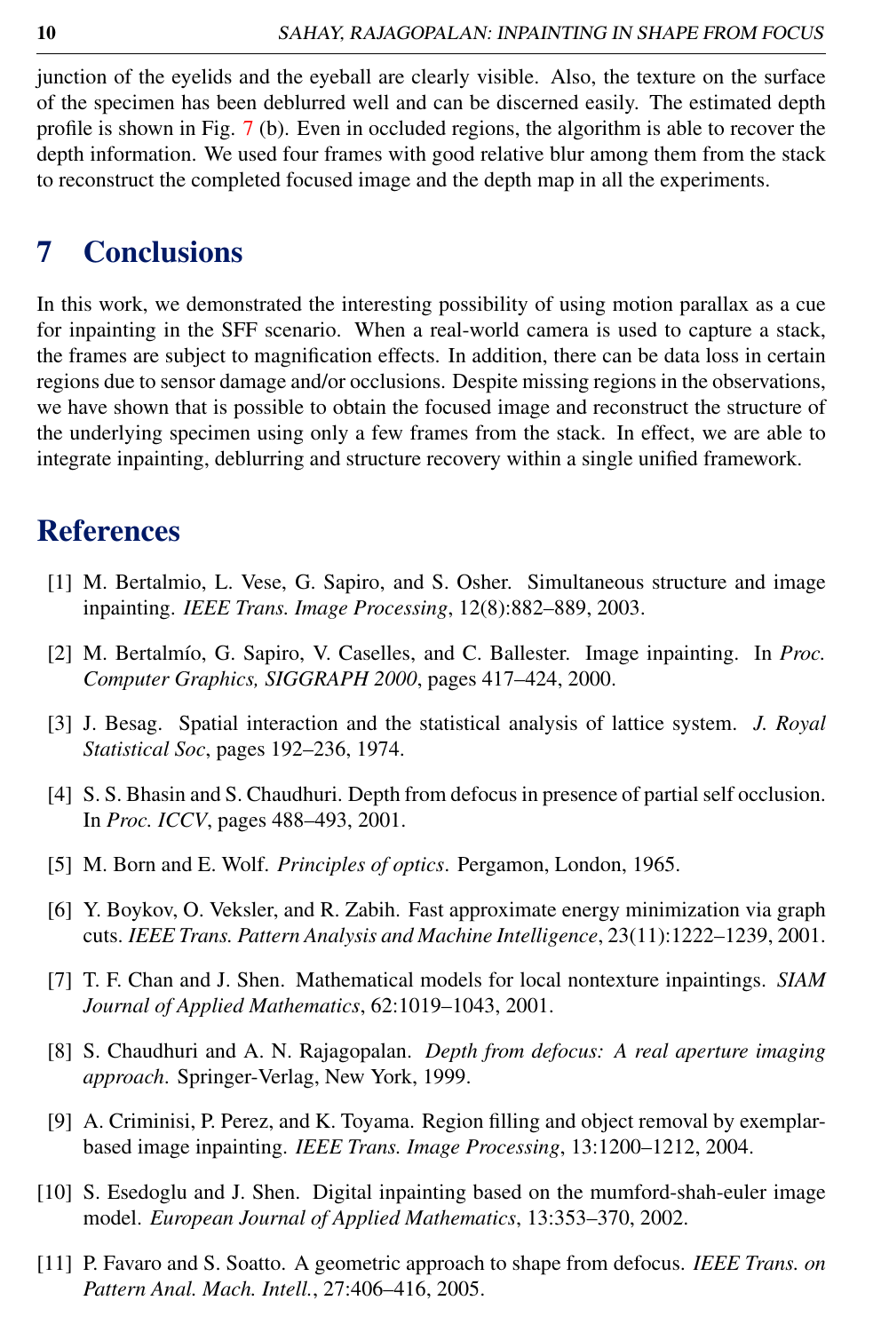junction of the eyelids and the eyeball are clearly visible. Also, the texture on the surface of the specimen has been deblurred well and can be discerned easily. The estimated depth profile is shown in Fig. 7 (b). Even in occluded regions, the algorithm is able to recover the depth information. We used four frames with good relative blur among them from the stack to reconstruct the completed focused image and the depth map in all the experiments.

## 7 Conclusions

In this work, we demonstrated the interesting possibility of using motion parallax as a cue for inpainting in the SFF scenario. When a real-world camera is used to capture a stack, the frames are subject to magnification effects. In addition, there can be data loss in certain regions due to sensor damage and/or occlusions. Despite missing regions in the observations, we have shown that is possible to obtain the focused image and reconstruct the structure of the underlying specimen using only a few frames from the stack. In effect, we are able to integrate inpainting, deblurring and structure recovery within a single unified framework.

## References

[1] M. Bertalmio, L. Vese, G. Sapiro, and S. Osher. Simultaneous structure and image inpainting. *IEEE Trans. Image Processing*, 12(8):882–889, 2003.

[2] M. Bertalmío, G. Sapiro, V. Caselles, and C. Ballester. Image inpainting. In *Proc. Computer Graphics, SIGGRAPH 2000*, pages 417–424, 2000.

[3] J. Besag. Spatial interaction and the statistical analysis of lattice system. *J. Royal Statistical Soc*, pages 192–236, 1974.

[4] S. S. Bhasin and S. Chaudhuri. Depth from defocus in presence of partial self occlusion. In *Proc. ICCV*, pages 488–493, 2001.

[5] M. Born and E. Wolf. *Principles of optics*. Pergamon, London, 1965.

[6] Y. Boykov, O. Veksler, and R. Zabih. Fast approximate energy minimization via graph cuts. *IEEE Trans. Pattern Analysis and Machine Intelligence*, 23(11):1222–1239, 2001.

[7] T. F. Chan and J. Shen. Mathematical models for local nontexture inpaintings. *SIAM Journal of Applied Mathematics*, 62:1019–1043, 2001.

[8] S. Chaudhuri and A. N. Rajagopalan. *Depth from defocus: A real aperture imaging approach*. Springer-Verlag, New York, 1999.

[9] A. Criminisi, P. Perez, and K. Toyama. Region filling and object removal by exemplar-based image inpainting. *IEEE Trans. Image Processing*, 13:1200–1212, 2004.

[10] S. Esedoglu and J. Shen. Digital inpainting based on the mumford-shah-euler image model. *European Journal of Applied Mathematics*, 13:353–370, 2002.

[11] P. Favaro and S. Soatto. A geometric approach to shape from defocus. *IEEE Trans. on Pattern Anal. Mach. Intell.*, 27:406–416, 2005.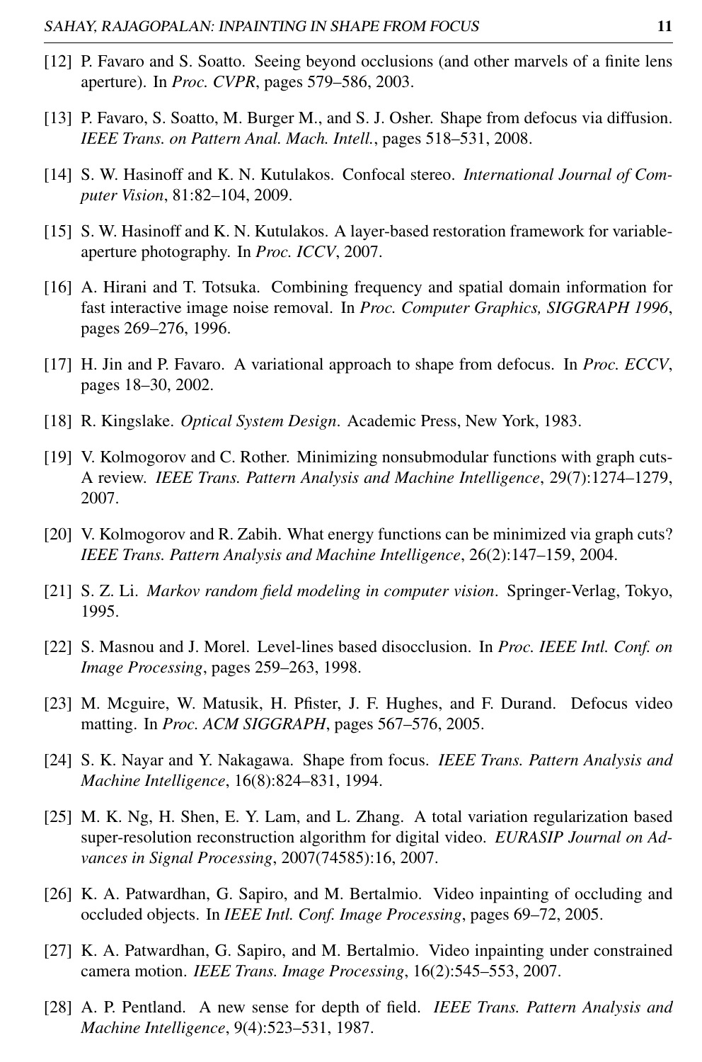[12] P. Favaro and S. Soatto. Seeing beyond occlusions (and other marvels of a finite lens aperture). In *Proc. CVPR*, pages 579–586, 2003.

[13] P. Favaro, S. Soatto, M. Burger M., and S. J. Osher. Shape from defocus via diffusion. *IEEE Trans. on Pattern Anal. Mach. Intell.*, pages 518–531, 2008.

[14] S. W. Hasinoff and K. N. Kutulakos. Confocal stereo. *International Journal of Computer Vision*, 81:82–104, 2009.

[15] S. W. Hasinoff and K. N. Kutulakos. A layer-based restoration framework for variable-aperture photography. In *Proc. ICCV*, 2007.

[16] A. Hirani and T. Totsuka. Combining frequency and spatial domain information for fast interactive image noise removal. In *Proc. Computer Graphics, SIGGRAPH 1996*, pages 269–276, 1996.

[17] H. Jin and P. Favaro. A variational approach to shape from defocus. In *Proc. ECCV*, pages 18–30, 2002.

[18] R. Kingslake. *Optical System Design*. Academic Press, New York, 1983.

[19] V. Kolmogorov and C. Rother. Minimizing nonsubmodular functions with graph cuts-A review. *IEEE Trans. Pattern Analysis and Machine Intelligence*, 29(7):1274–1279, 2007.

[20] V. Kolmogorov and R. Zabih. What energy functions can be minimized via graph cuts? *IEEE Trans. Pattern Analysis and Machine Intelligence*, 26(2):147–159, 2004.

[21] S. Z. Li. *Markov random field modeling in computer vision*. Springer-Verlag, Tokyo, 1995.

[22] S. Masnou and J. Morel. Level-lines based disocclusion. In *Proc. IEEE Intl. Conf. on Image Processing*, pages 259–263, 1998.

[23] M. Mcguire, W. Matusik, H. Pfister, J. F. Hughes, and F. Durand. Defocus video matting. In *Proc. ACM SIGGRAPH*, pages 567–576, 2005.

[24] S. K. Nayar and Y. Nakagawa. Shape from focus. *IEEE Trans. Pattern Analysis and Machine Intelligence*, 16(8):824–831, 1994.

[25] M. K. Ng, H. Shen, E. Y. Lam, and L. Zhang. A total variation regularization based super-resolution reconstruction algorithm for digital video. *EURASIP Journal on Advances in Signal Processing*, 2007(74585):16, 2007.

[26] K. A. Patwardhan, G. Sapiro, and M. Bertalmio. Video inpainting of occluding and occluded objects. In *IEEE Intl. Conf. Image Processing*, pages 69–72, 2005.

[27] K. A. Patwardhan, G. Sapiro, and M. Bertalmio. Video inpainting under constrained camera motion. *IEEE Trans. Image Processing*, 16(2):545–553, 2007.

[28] A. P. Pentland. A new sense for depth of field. *IEEE Trans. Pattern Analysis and Machine Intelligence*, 9(4):523–531, 1987.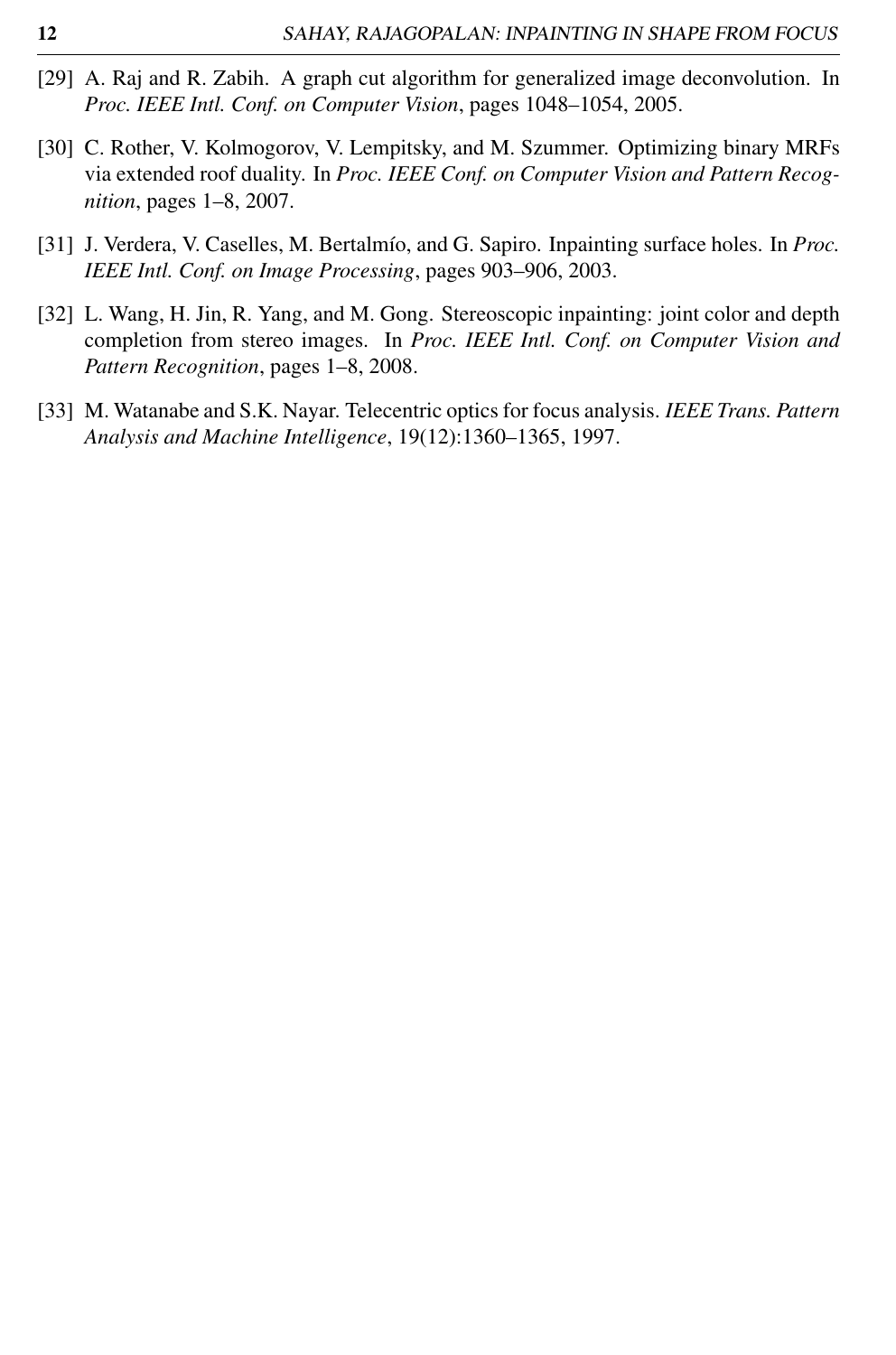[29] A. Raj and R. Zabih. A graph cut algorithm for generalized image deconvolution. In *Proc. IEEE Intl. Conf. on Computer Vision*, pages 1048–1054, 2005.

[30] C. Rother, V. Kolmogorov, V. Lempitsky, and M. Szummer. Optimizing binary MRFs via extended roof duality. In *Proc. IEEE Conf. on Computer Vision and Pattern Recognition*, pages 1–8, 2007.

[31] J. Verdera, V. Caselles, M. Bertalmío, and G. Sapiro. Inpainting surface holes. In *Proc. IEEE Intl. Conf. on Image Processing*, pages 903–906, 2003.

[32] L. Wang, H. Jin, R. Yang, and M. Gong. Stereoscopic inpainting: joint color and depth completion from stereo images. In *Proc. IEEE Intl. Conf. on Computer Vision and Pattern Recognition*, pages 1–8, 2008.

[33] M. Watanabe and S.K. Nayar. Telecentric optics for focus analysis. *IEEE Trans. Pattern Analysis and Machine Intelligence*, 19(12):1360–1365, 1997.